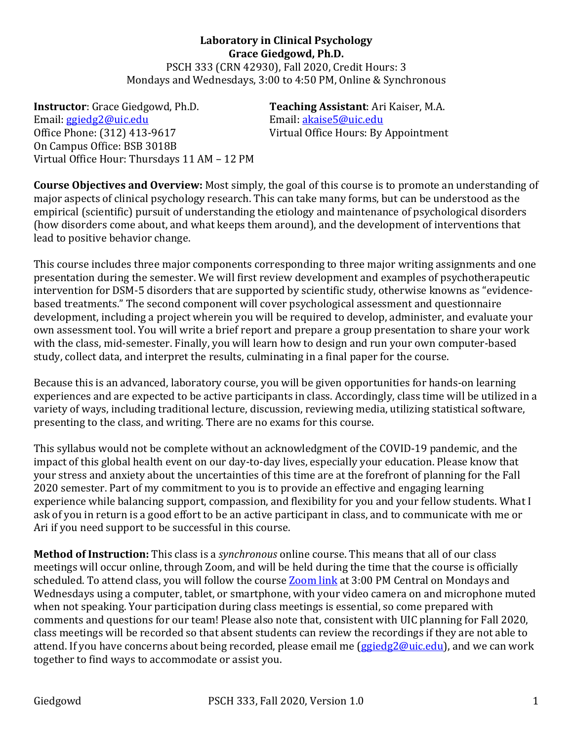**Laboratory in Clinical Psychology**
**Grace Giedgowd, Ph.D.**
PSCH 333 (CRN 42930), Fall 2020, Credit Hours: 3
Mondays and Wednesdays, 3:00 to 4:50 PM, Online & Synchronous

**Instructor**: Grace Giedgowd, Ph.D.
Email: ggiedg2@uic.edu
Office Phone: (312) 413-9617
On Campus Office: BSB 3018B
Virtual Office Hour: Thursdays 11 AM – 12 PM

**Teaching Assistant**: Ari Kaiser, M.A.
Email: akaise5@uic.edu
Virtual Office Hours: By Appointment

**Course Objectives and Overview:** Most simply, the goal of this course is to promote an understanding of major aspects of clinical psychology research. This can take many forms, but can be understood as the empirical (scientific) pursuit of understanding the etiology and maintenance of psychological disorders (how disorders come about, and what keeps them around), and the development of interventions that lead to positive behavior change.

This course includes three major components corresponding to three major writing assignments and one presentation during the semester. We will first review development and examples of psychotherapeutic intervention for DSM-5 disorders that are supported by scientific study, otherwise knowns as "evidence-based treatments." The second component will cover psychological assessment and questionnaire development, including a project wherein you will be required to develop, administer, and evaluate your own assessment tool. You will write a brief report and prepare a group presentation to share your work with the class, mid-semester. Finally, you will learn how to design and run your own computer-based study, collect data, and interpret the results, culminating in a final paper for the course.

Because this is an advanced, laboratory course, you will be given opportunities for hands-on learning experiences and are expected to be active participants in class. Accordingly, class time will be utilized in a variety of ways, including traditional lecture, discussion, reviewing media, utilizing statistical software, presenting to the class, and writing. There are no exams for this course.

This syllabus would not be complete without an acknowledgment of the COVID-19 pandemic, and the impact of this global health event on our day-to-day lives, especially your education. Please know that your stress and anxiety about the uncertainties of this time are at the forefront of planning for the Fall 2020 semester. Part of my commitment to you is to provide an effective and engaging learning experience while balancing support, compassion, and flexibility for you and your fellow students. What I ask of you in return is a good effort to be an active participant in class, and to communicate with me or Ari if you need support to be successful in this course.

**Method of Instruction:** This class is a *synchronous* online course. This means that all of our class meetings will occur online, through Zoom, and will be held during the time that the course is officially scheduled. To attend class, you will follow the course Zoom link at 3:00 PM Central on Mondays and Wednesdays using a computer, tablet, or smartphone, with your video camera on and microphone muted when not speaking. Your participation during class meetings is essential, so come prepared with comments and questions for our team! Please also note that, consistent with UIC planning for Fall 2020, class meetings will be recorded so that absent students can review the recordings if they are not able to attend. If you have concerns about being recorded, please email me (ggiedg2@uic.edu), and we can work together to find ways to accommodate or assist you.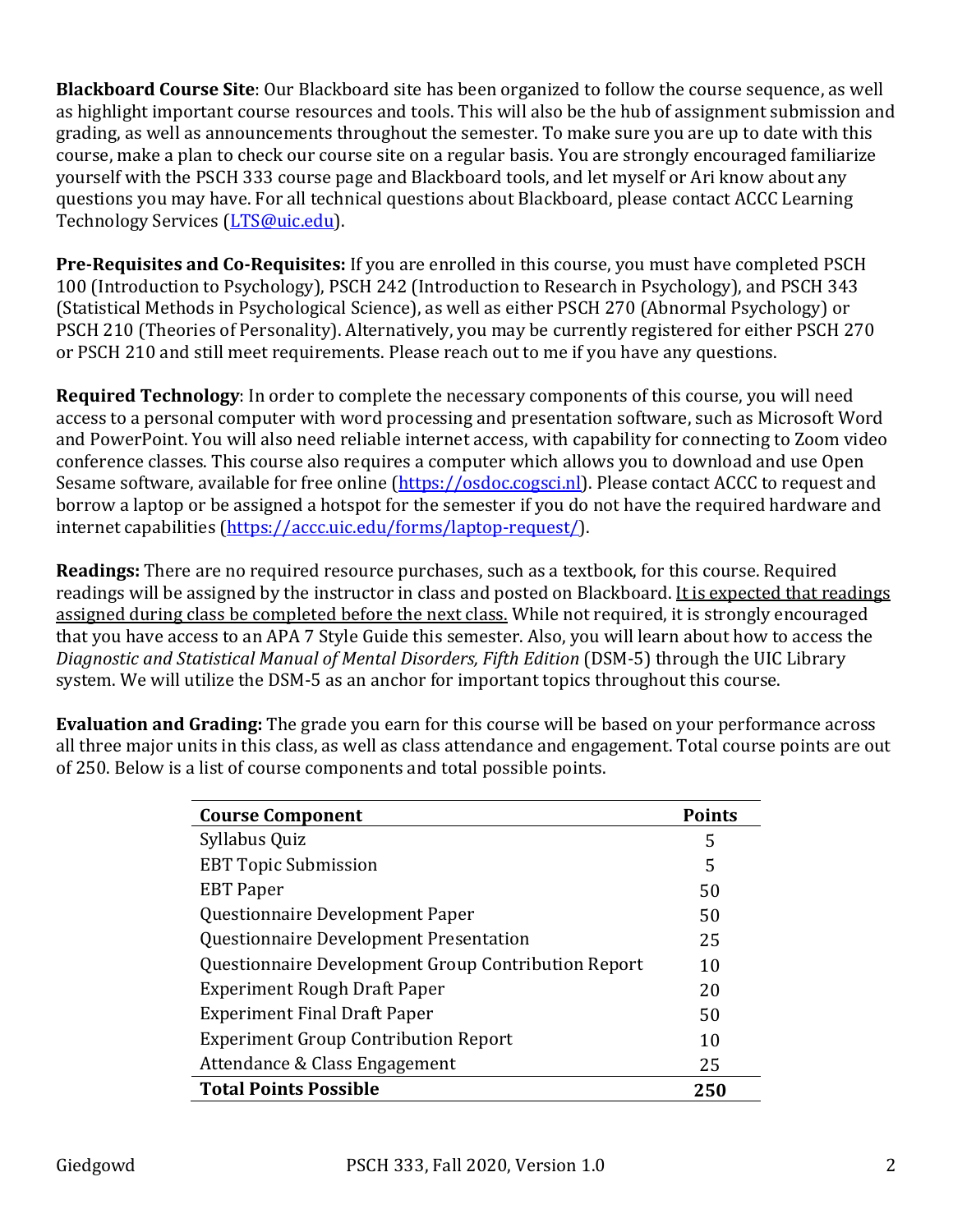**Blackboard Course Site**: Our Blackboard site has been organized to follow the course sequence, as well as highlight important course resources and tools. This will also be the hub of assignment submission and grading, as well as announcements throughout the semester. To make sure you are up to date with this course, make a plan to check our course site on a regular basis. You are strongly encouraged familiarize yourself with the PSCH 333 course page and Blackboard tools, and let myself or Ari know about any questions you may have. For all technical questions about Blackboard, please contact ACCC Learning Technology Services (LTS@uic.edu).

**Pre-Requisites and Co-Requisites:** If you are enrolled in this course, you must have completed PSCH 100 (Introduction to Psychology), PSCH 242 (Introduction to Research in Psychology), and PSCH 343 (Statistical Methods in Psychological Science), as well as either PSCH 270 (Abnormal Psychology) or PSCH 210 (Theories of Personality). Alternatively, you may be currently registered for either PSCH 270 or PSCH 210 and still meet requirements. Please reach out to me if you have any questions.

**Required Technology**: In order to complete the necessary components of this course, you will need access to a personal computer with word processing and presentation software, such as Microsoft Word and PowerPoint. You will also need reliable internet access, with capability for connecting to Zoom video conference classes. This course also requires a computer which allows you to download and use Open Sesame software, available for free online (https://osdoc.cogsci.nl). Please contact ACCC to request and borrow a laptop or be assigned a hotspot for the semester if you do not have the required hardware and internet capabilities (https://accc.uic.edu/forms/laptop-request/).

**Readings:** There are no required resource purchases, such as a textbook, for this course. Required readings will be assigned by the instructor in class and posted on Blackboard. <u>It is expected that readings assigned during class be completed before the next class.</u> While not required, it is strongly encouraged that you have access to an APA 7 Style Guide this semester. Also, you will learn about how to access the *Diagnostic and Statistical Manual of Mental Disorders, Fifth Edition* (DSM-5) through the UIC Library system. We will utilize the DSM-5 as an anchor for important topics throughout this course.

**Evaluation and Grading:** The grade you earn for this course will be based on your performance across all three major units in this class, as well as class attendance and engagement. Total course points are out of 250. Below is a list of course components and total possible points.

| **Course Component** | **Points** |
|---|---|
| Syllabus Quiz | 5 |
| EBT Topic Submission | 5 |
| EBT Paper | 50 |
| Questionnaire Development Paper | 50 |
| Questionnaire Development Presentation | 25 |
| Questionnaire Development Group Contribution Report | 10 |
| Experiment Rough Draft Paper | 20 |
| Experiment Final Draft Paper | 50 |
| Experiment Group Contribution Report | 10 |
| Attendance & Class Engagement | 25 |
| **Total Points Possible** | **250** |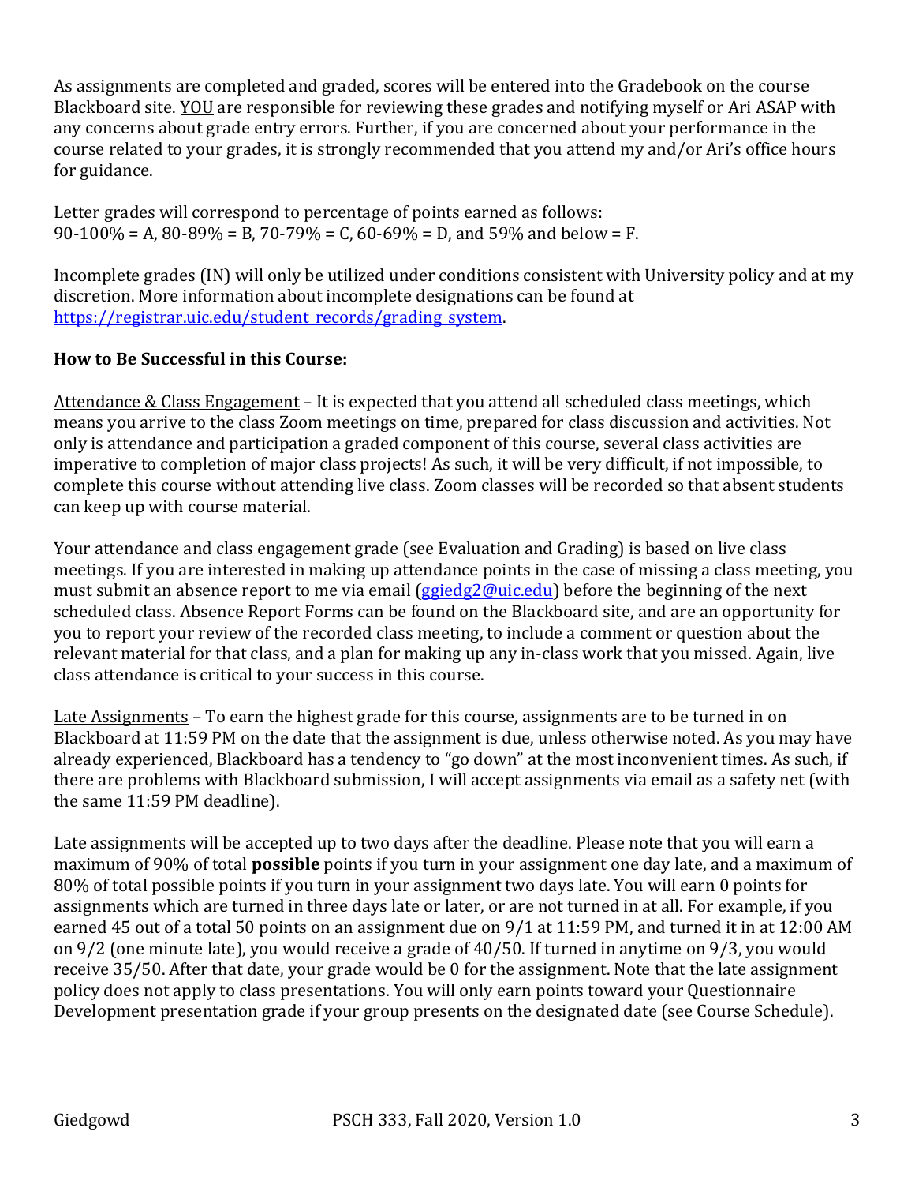As assignments are completed and graded, scores will be entered into the Gradebook on the course Blackboard site. <u>YOU</u> are responsible for reviewing these grades and notifying myself or Ari ASAP with any concerns about grade entry errors. Further, if you are concerned about your performance in the course related to your grades, it is strongly recommended that you attend my and/or Ari's office hours for guidance.

Letter grades will correspond to percentage of points earned as follows:
90-100% = A, 80-89% = B, 70-79% = C, 60-69% = D, and 59% and below = F.

Incomplete grades (IN) will only be utilized under conditions consistent with University policy and at my discretion. More information about incomplete designations can be found at [https://registrar.uic.edu/student_records/grading_system](https://registrar.uic.edu/student_records/grading_system).

**How to Be Successful in this Course:**

<u>Attendance & Class Engagement</u> – It is expected that you attend all scheduled class meetings, which means you arrive to the class Zoom meetings on time, prepared for class discussion and activities. Not only is attendance and participation a graded component of this course, several class activities are imperative to completion of major class projects! As such, it will be very difficult, if not impossible, to complete this course without attending live class. Zoom classes will be recorded so that absent students can keep up with course material.

Your attendance and class engagement grade (see Evaluation and Grading) is based on live class meetings. If you are interested in making up attendance points in the case of missing a class meeting, you must submit an absence report to me via email ([ggiedg2@uic.edu](mailto:ggiedg2@uic.edu)) before the beginning of the next scheduled class. Absence Report Forms can be found on the Blackboard site, and are an opportunity for you to report your review of the recorded class meeting, to include a comment or question about the relevant material for that class, and a plan for making up any in-class work that you missed. Again, live class attendance is critical to your success in this course.

<u>Late Assignments</u> – To earn the highest grade for this course, assignments are to be turned in on Blackboard at 11:59 PM on the date that the assignment is due, unless otherwise noted. As you may have already experienced, Blackboard has a tendency to "go down" at the most inconvenient times. As such, if there are problems with Blackboard submission, I will accept assignments via email as a safety net (with the same 11:59 PM deadline).

Late assignments will be accepted up to two days after the deadline. Please note that you will earn a maximum of 90% of total **possible** points if you turn in your assignment one day late, and a maximum of 80% of total possible points if you turn in your assignment two days late. You will earn 0 points for assignments which are turned in three days late or later, or are not turned in at all. For example, if you earned 45 out of a total 50 points on an assignment due on 9/1 at 11:59 PM, and turned it in at 12:00 AM on 9/2 (one minute late), you would receive a grade of 40/50. If turned in anytime on 9/3, you would receive 35/50. After that date, your grade would be 0 for the assignment. Note that the late assignment policy does not apply to class presentations. You will only earn points toward your Questionnaire Development presentation grade if your group presents on the designated date (see Course Schedule).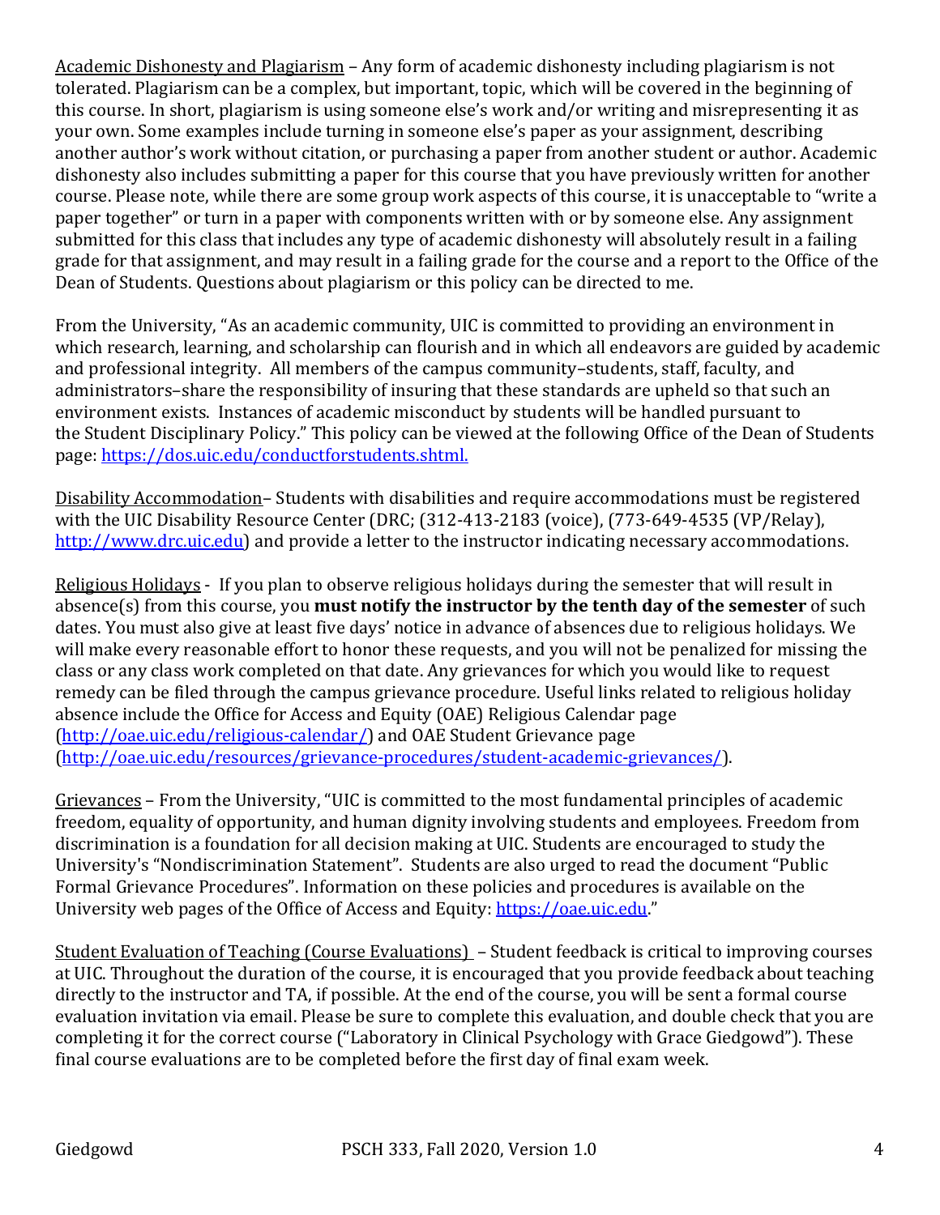Academic Dishonesty and Plagiarism – Any form of academic dishonesty including plagiarism is not tolerated. Plagiarism can be a complex, but important, topic, which will be covered in the beginning of this course. In short, plagiarism is using someone else's work and/or writing and misrepresenting it as your own. Some examples include turning in someone else's paper as your assignment, describing another author's work without citation, or purchasing a paper from another student or author. Academic dishonesty also includes submitting a paper for this course that you have previously written for another course. Please note, while there are some group work aspects of this course, it is unacceptable to "write a paper together" or turn in a paper with components written with or by someone else. Any assignment submitted for this class that includes any type of academic dishonesty will absolutely result in a failing grade for that assignment, and may result in a failing grade for the course and a report to the Office of the Dean of Students. Questions about plagiarism or this policy can be directed to me.

From the University, "As an academic community, UIC is committed to providing an environment in which research, learning, and scholarship can flourish and in which all endeavors are guided by academic and professional integrity. All members of the campus community–students, staff, faculty, and administrators–share the responsibility of insuring that these standards are upheld so that such an environment exists. Instances of academic misconduct by students will be handled pursuant to the Student Disciplinary Policy." This policy can be viewed at the following Office of the Dean of Students page: [https://dos.uic.edu/conductforstudents.shtml.](https://dos.uic.edu/conductforstudents.shtml)

Disability Accommodation– Students with disabilities and require accommodations must be registered with the UIC Disability Resource Center (DRC; (312-413-2183 (voice), (773-649-4535 (VP/Relay), [http://www.drc.uic.edu](http://www.drc.uic.edu)) and provide a letter to the instructor indicating necessary accommodations.

Religious Holidays - If you plan to observe religious holidays during the semester that will result in absence(s) from this course, you **must notify the instructor by the tenth day of the semester** of such dates. You must also give at least five days' notice in advance of absences due to religious holidays. We will make every reasonable effort to honor these requests, and you will not be penalized for missing the class or any class work completed on that date. Any grievances for which you would like to request remedy can be filed through the campus grievance procedure. Useful links related to religious holiday absence include the Office for Access and Equity (OAE) Religious Calendar page ([http://oae.uic.edu/religious-calendar/](http://oae.uic.edu/religious-calendar/)) and OAE Student Grievance page ([http://oae.uic.edu/resources/grievance-procedures/student-academic-grievances/](http://oae.uic.edu/resources/grievance-procedures/student-academic-grievances/)).

Grievances – From the University, "UIC is committed to the most fundamental principles of academic freedom, equality of opportunity, and human dignity involving students and employees. Freedom from discrimination is a foundation for all decision making at UIC. Students are encouraged to study the University's "Nondiscrimination Statement". Students are also urged to read the document "Public Formal Grievance Procedures". Information on these policies and procedures is available on the University web pages of the Office of Access and Equity: [https://oae.uic.edu](https://oae.uic.edu)."

Student Evaluation of Teaching (Course Evaluations) – Student feedback is critical to improving courses at UIC. Throughout the duration of the course, it is encouraged that you provide feedback about teaching directly to the instructor and TA, if possible. At the end of the course, you will be sent a formal course evaluation invitation via email. Please be sure to complete this evaluation, and double check that you are completing it for the correct course ("Laboratory in Clinical Psychology with Grace Giedgowd"). These final course evaluations are to be completed before the first day of final exam week.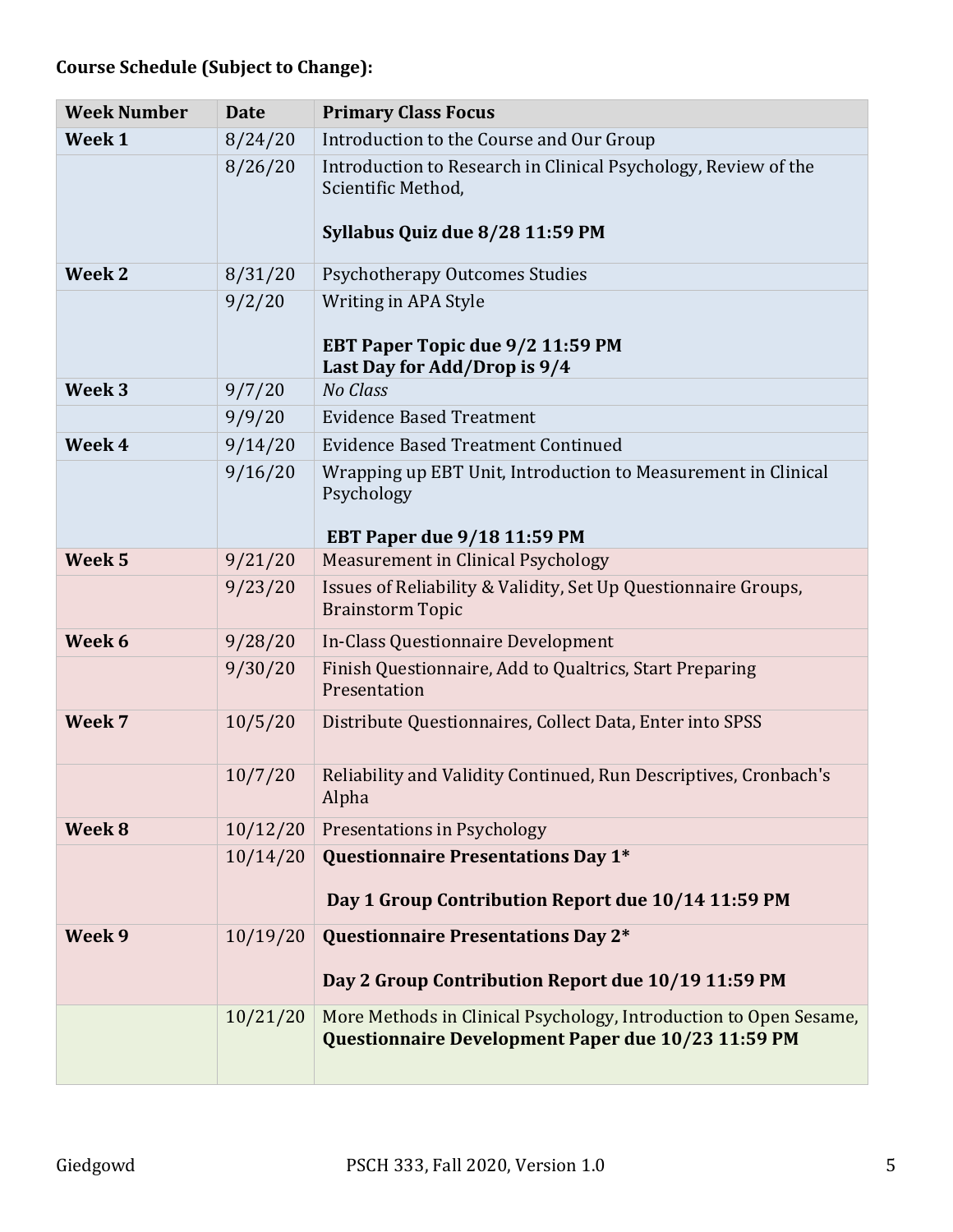**Course Schedule (Subject to Change):**

| Week Number | Date | Primary Class Focus |
| --- | --- | --- |
| **Week 1** | 8/24/20 | Introduction to the Course and Our Group |
| | 8/26/20 | Introduction to Research in Clinical Psychology, Review of the Scientific Method, **Syllabus Quiz due 8/28 11:59 PM** |
| **Week 2** | 8/31/20 | Psychotherapy Outcomes Studies |
| | 9/2/20 | Writing in APA Style **EBT Paper Topic due 9/2 11:59 PM** **Last Day for Add/Drop is 9/4** |
| **Week 3** | 9/7/20 | *No Class* |
| | 9/9/20 | Evidence Based Treatment |
| **Week 4** | 9/14/20 | Evidence Based Treatment Continued |
| | 9/16/20 | Wrapping up EBT Unit, Introduction to Measurement in Clinical Psychology **EBT Paper due 9/18 11:59 PM** |
| **Week 5** | 9/21/20 | Measurement in Clinical Psychology |
| | 9/23/20 | Issues of Reliability & Validity, Set Up Questionnaire Groups, Brainstorm Topic |
| **Week 6** | 9/28/20 | In-Class Questionnaire Development |
| | 9/30/20 | Finish Questionnaire, Add to Qualtrics, Start Preparing Presentation |
| **Week 7** | 10/5/20 | Distribute Questionnaires, Collect Data, Enter into SPSS |
| | 10/7/20 | Reliability and Validity Continued, Run Descriptives, Cronbach's Alpha |
| **Week 8** | 10/12/20 | Presentations in Psychology |
| | 10/14/20 | **Questionnaire Presentations Day 1*** **Day 1 Group Contribution Report due 10/14 11:59 PM** |
| **Week 9** | 10/19/20 | **Questionnaire Presentations Day 2*** **Day 2 Group Contribution Report due 10/19 11:59 PM** |
| | 10/21/20 | More Methods in Clinical Psychology, Introduction to Open Sesame, **Questionnaire Development Paper due 10/23 11:59 PM** |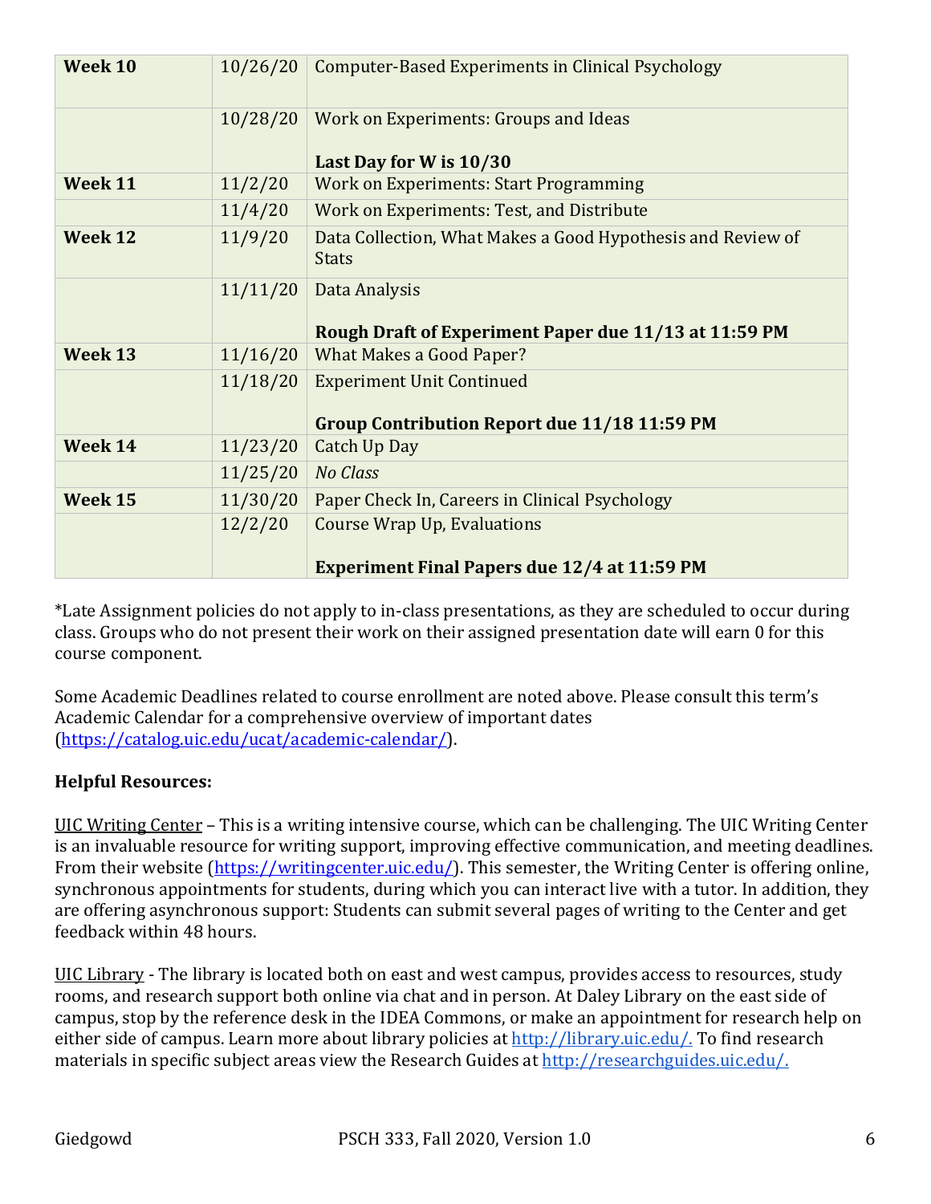| | | |
|---|---|---|
| **Week 10** | 10/26/20 | Computer-Based Experiments in Clinical Psychology |
| | 10/28/20 | Work on Experiments: Groups and Ideas<br><br>**Last Day for W is 10/30** |
| **Week 11** | 11/2/20 | Work on Experiments: Start Programming |
| | 11/4/20 | Work on Experiments: Test, and Distribute |
| **Week 12** | 11/9/20 | Data Collection, What Makes a Good Hypothesis and Review of Stats |
| | 11/11/20 | Data Analysis<br><br>**Rough Draft of Experiment Paper due 11/13 at 11:59 PM** |
| **Week 13** | 11/16/20 | What Makes a Good Paper? |
| | 11/18/20 | Experiment Unit Continued<br><br>**Group Contribution Report due 11/18 11:59 PM** |
| **Week 14** | 11/23/20 | Catch Up Day |
| | 11/25/20 | *No Class* |
| **Week 15** | 11/30/20 | Paper Check In, Careers in Clinical Psychology |
| | 12/2/20 | Course Wrap Up, Evaluations<br><br>**Experiment Final Papers due 12/4 at 11:59 PM** |

*Late Assignment policies do not apply to in-class presentations, as they are scheduled to occur during class. Groups who do not present their work on their assigned presentation date will earn 0 for this course component.

Some Academic Deadlines related to course enrollment are noted above. Please consult this term's Academic Calendar for a comprehensive overview of important dates (https://catalog.uic.edu/ucat/academic-calendar/).

**Helpful Resources:**

UIC Writing Center – This is a writing intensive course, which can be challenging. The UIC Writing Center is an invaluable resource for writing support, improving effective communication, and meeting deadlines. From their website (https://writingcenter.uic.edu/). This semester, the Writing Center is offering online, synchronous appointments for students, during which you can interact live with a tutor. In addition, they are offering asynchronous support: Students can submit several pages of writing to the Center and get feedback within 48 hours.

UIC Library - The library is located both on east and west campus, provides access to resources, study rooms, and research support both online via chat and in person. At Daley Library on the east side of campus, stop by the reference desk in the IDEA Commons, or make an appointment for research help on either side of campus. Learn more about library policies at http://library.uic.edu/. To find research materials in specific subject areas view the Research Guides at http://researchguides.uic.edu/.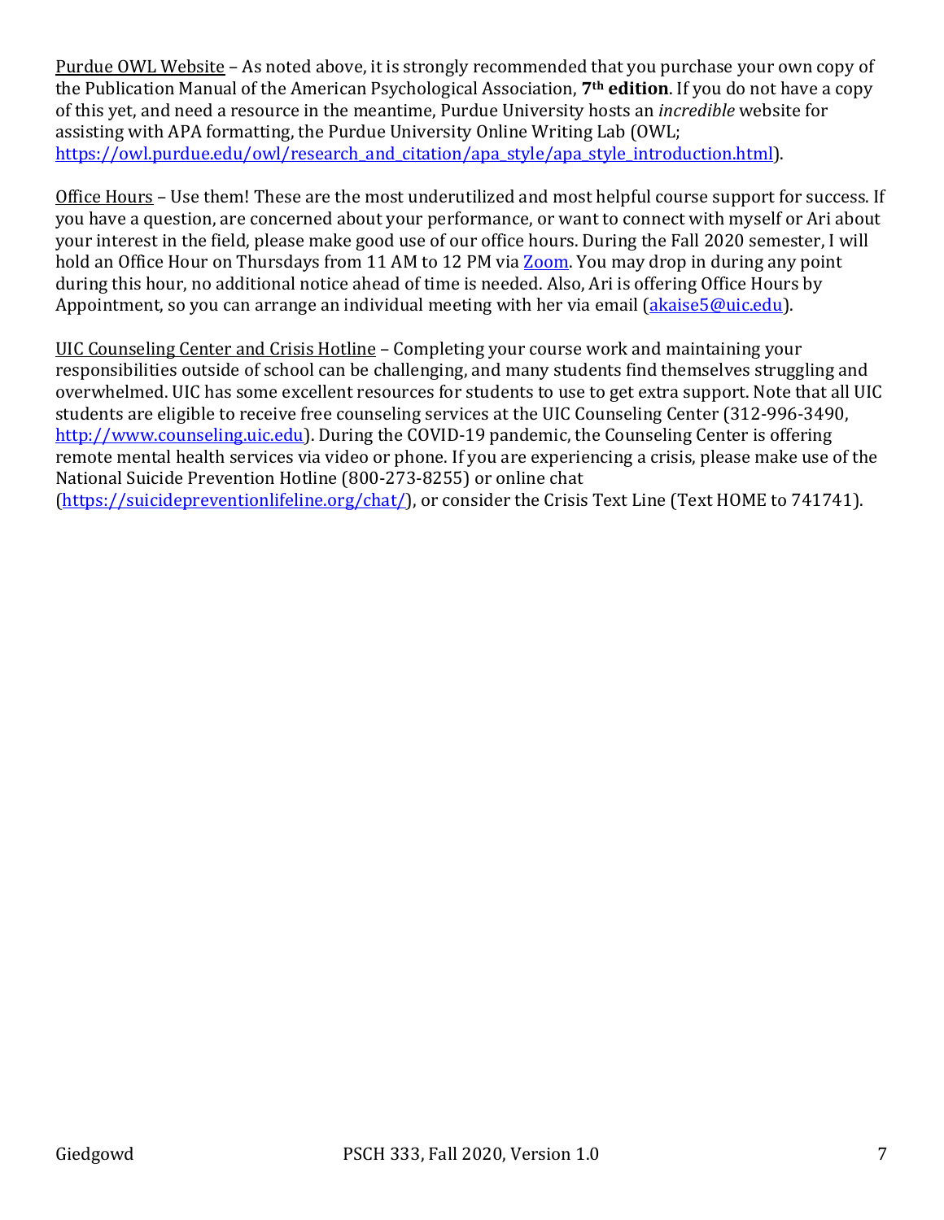Purdue OWL Website – As noted above, it is strongly recommended that you purchase your own copy of the Publication Manual of the American Psychological Association, **7th edition**. If you do not have a copy of this yet, and need a resource in the meantime, Purdue University hosts an *incredible* website for assisting with APA formatting, the Purdue University Online Writing Lab (OWL; https://owl.purdue.edu/owl/research_and_citation/apa_style/apa_style_introduction.html).

Office Hours – Use them! These are the most underutilized and most helpful course support for success. If you have a question, are concerned about your performance, or want to connect with myself or Ari about your interest in the field, please make good use of our office hours. During the Fall 2020 semester, I will hold an Office Hour on Thursdays from 11 AM to 12 PM via Zoom. You may drop in during any point during this hour, no additional notice ahead of time is needed. Also, Ari is offering Office Hours by Appointment, so you can arrange an individual meeting with her via email (akaise5@uic.edu).

UIC Counseling Center and Crisis Hotline – Completing your course work and maintaining your responsibilities outside of school can be challenging, and many students find themselves struggling and overwhelmed. UIC has some excellent resources for students to use to get extra support. Note that all UIC students are eligible to receive free counseling services at the UIC Counseling Center (312-996-3490, http://www.counseling.uic.edu). During the COVID-19 pandemic, the Counseling Center is offering remote mental health services via video or phone. If you are experiencing a crisis, please make use of the National Suicide Prevention Hotline (800-273-8255) or online chat (https://suicidepreventionlifeline.org/chat/), or consider the Crisis Text Line (Text HOME to 741741).